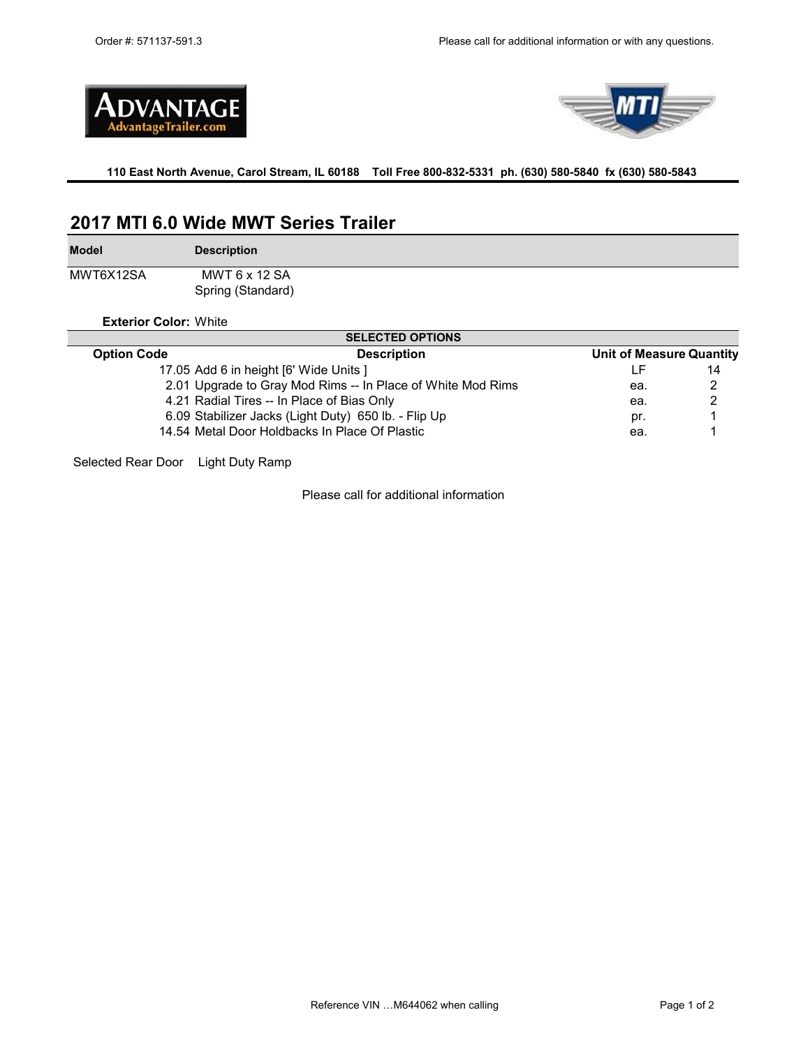Order #: 571137-591.3

Please call for additional information or with any questions.

**ADVANTAGE**
AdvantageTrailer.com

**MTI**

**110 East North Avenue, Carol Stream, IL 60188 Toll Free 800-832-5331 ph. (630) 580-5840 fx (630) 580-5843**

## 2017 MTI 6.0 Wide MWT Series Trailer

| Model | Description |
|---|---|
| MWT6X12SA | MWT 6 x 12 SA<br>Spring (Standard) |

**Exterior Color:** White

**SELECTED OPTIONS**

| Option Code | Description | Unit of Measure | Quantity |
|---|---|---|---|
| 17.05 | Add 6 in height [6' Wide Units ] | LF | 14 |
| 2.01 | Upgrade to Gray Mod Rims -- In Place of White Mod Rims | ea. | 2 |
| 4.21 | Radial Tires -- In Place of Bias Only | ea. | 2 |
| 6.09 | Stabilizer Jacks (Light Duty) 650 lb. - Flip Up | pr. | 1 |
| 14.54 | Metal Door Holdbacks In Place Of Plastic | ea. | 1 |

Selected Rear Door Light Duty Ramp

Please call for additional information

Reference VIN …M644062 when calling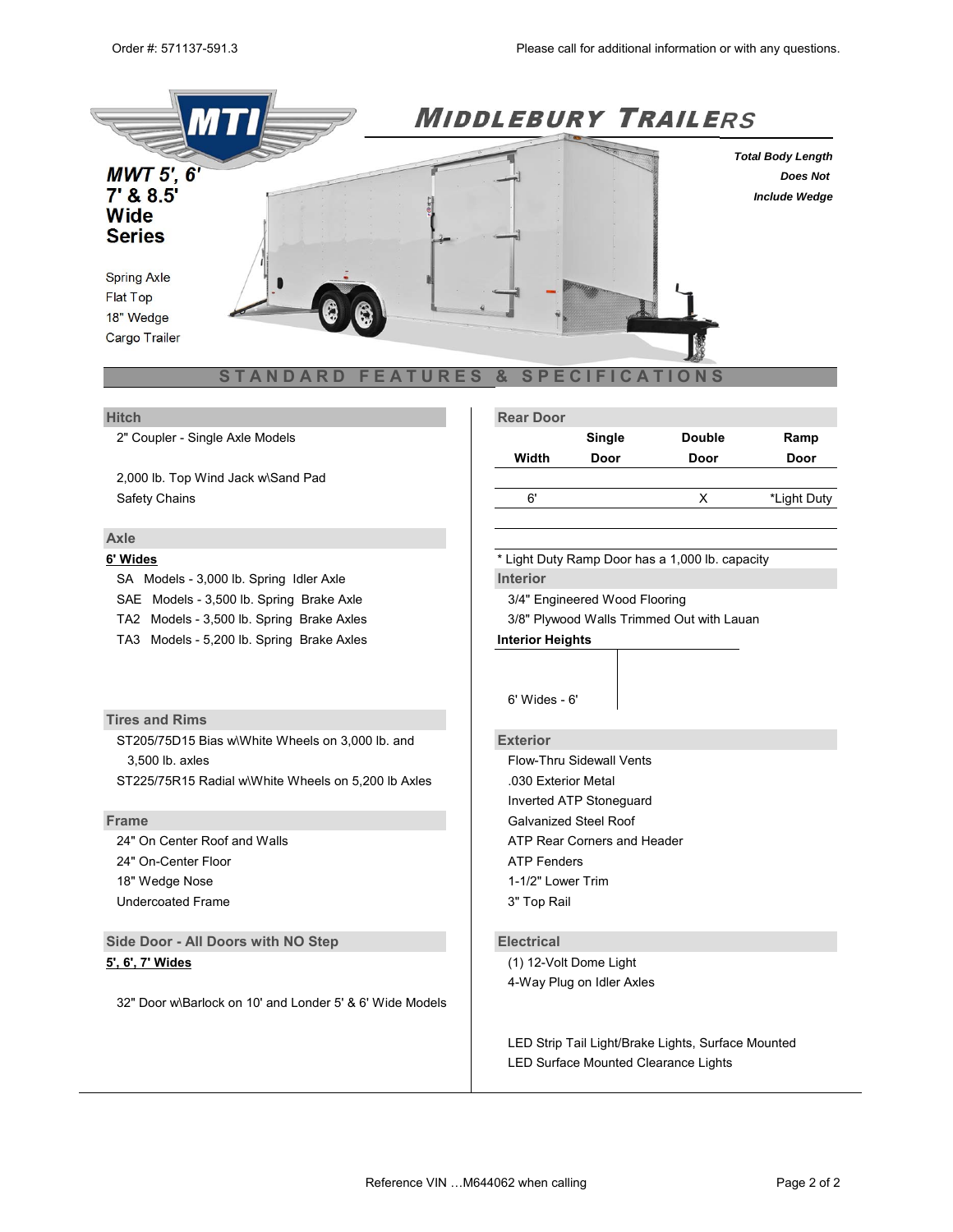Order #: 571137-591.3

Please call for additional information or with any questions.

# MIDDLEBURY TRAILERS

***Total Body Length Does Not Include Wedge***

## MWT 5', 6' 7' & 8.5' Wide Series

Spring Axle
Flat Top
18" Wedge
Cargo Trailer

## STANDARD FEATURES & SPECIFICATIONS

### Hitch

2" Coupler - Single Axle Models

2,000 lb. Top Wind Jack w\Sand Pad
Safety Chains

### Axle

**6' Wides**

SA Models - 3,000 lb. Spring Idler Axle
SAE Models - 3,500 lb. Spring Brake Axle
TA2 Models - 3,500 lb. Spring Brake Axles
TA3 Models - 5,200 lb. Spring Brake Axles

### Tires and Rims

ST205/75D15 Bias w\White Wheels on 3,000 lb. and 3,500 lb. axles
ST225/75R15 Radial w\White Wheels on 5,200 lb Axles

### Frame

24" On Center Roof and Walls
24" On-Center Floor
18" Wedge Nose
Undercoated Frame

### Side Door - All Doors with NO Step

**5', 6', 7' Wides**

32" Door w\Barlock on 10' and Londer 5' & 6' Wide Models

### Rear Door

| Width | Single Door | Double Door | Ramp Door |
|---|---|---|---|
| 6' | | X | *Light Duty |

* Light Duty Ramp Door has a 1,000 lb. capacity

### Interior

3/4" Engineered Wood Flooring
3/8" Plywood Walls Trimmed Out with Lauan

**Interior Heights**

6' Wides - 6'

### Exterior

Flow-Thru Sidewall Vents
.030 Exterior Metal
Inverted ATP Stoneguard
Galvanized Steel Roof
ATP Rear Corners and Header
ATP Fenders
1-1/2" Lower Trim
3" Top Rail

### Electrical

(1) 12-Volt Dome Light
4-Way Plug on Idler Axles

LED Strip Tail Light/Brake Lights, Surface Mounted
LED Surface Mounted Clearance Lights

Reference VIN …M644062 when calling